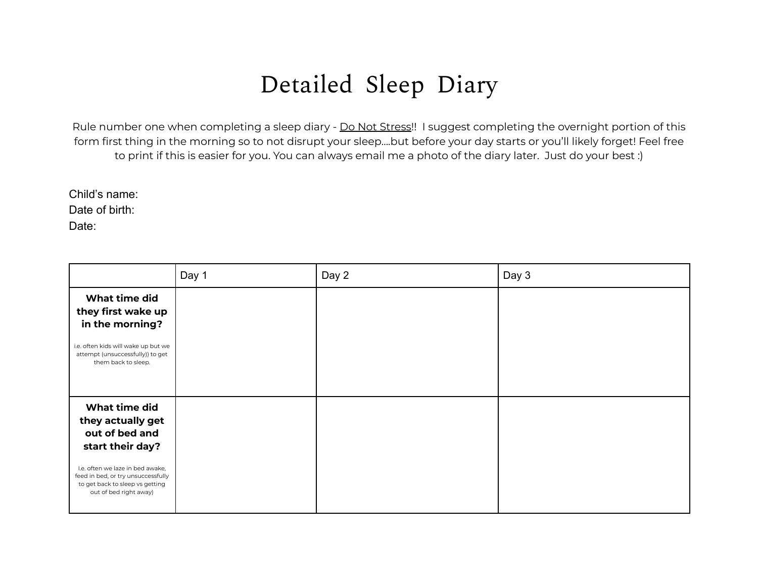# Detailed Sleep Diary

Rule number one when completing a sleep diary - Do Not Stress!! I suggest completing the overnight portion of this form first thing in the morning so to not disrupt your sleep....but before your day starts or you'll likely forget! Feel free to print if this is easier for you. You can always email me a photo of the diary later. Just do your best :)

Child's name:
Date of birth:
Date:

| | Day 1 | Day 2 | Day 3 |
|---|---|---|---|
| **What time did they first wake up in the morning?** i.e. often kids will wake up but we attempt (unsuccessfully)) to get them back to sleep. | | | |
| **What time did they actually get out of bed and start their day?** I.e. often we laze in bed awake, feed in bed, or try unsuccessfully to get back to sleep vs getting out of bed right away) | | | |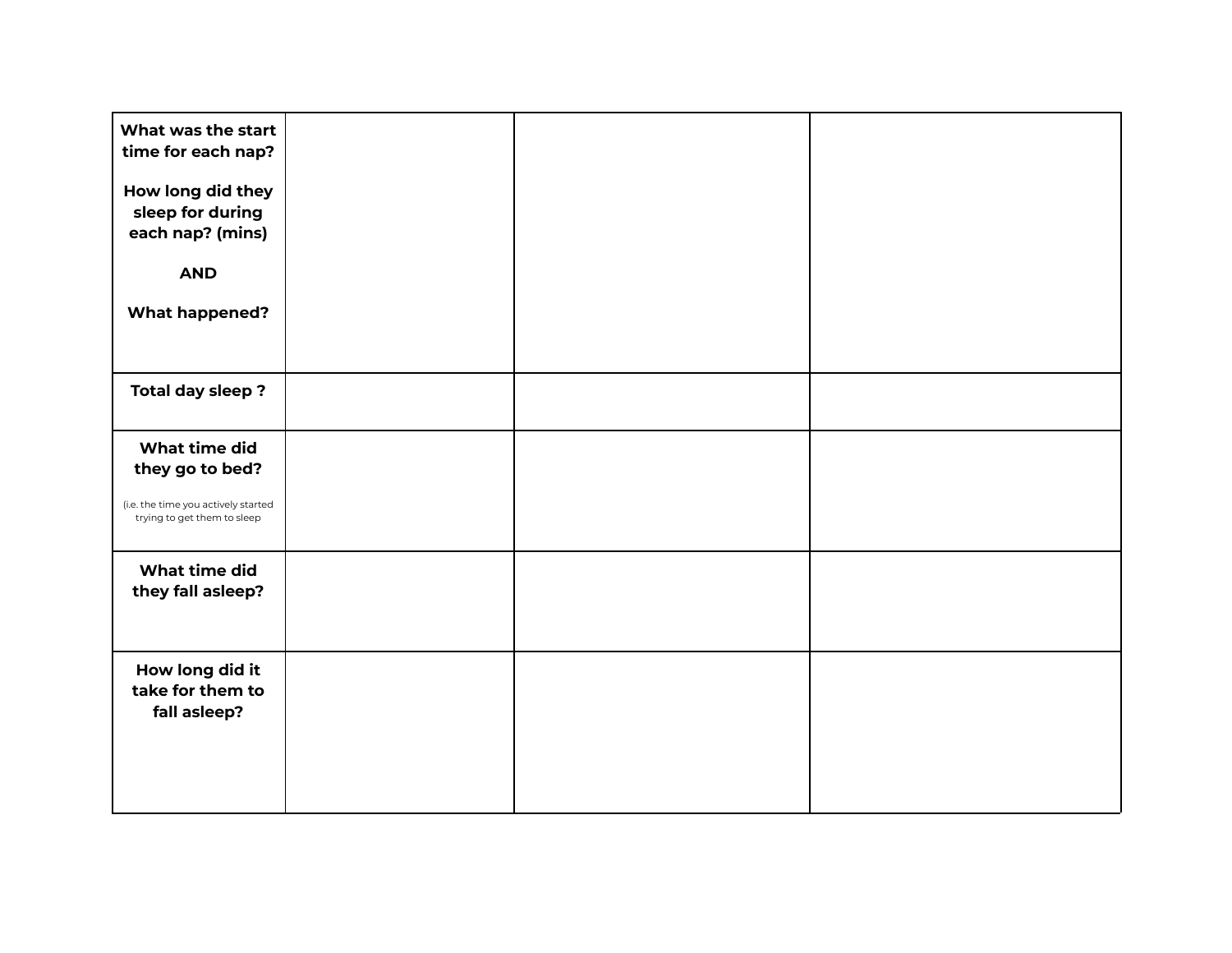| What was the start time for each nap?<br><br>How long did they sleep for during each nap? (mins)<br><br>AND<br><br>What happened? | | | |
|---|---|---|---|
| Total day sleep ? | | | |
| What time did they go to bed?<br><br>(i.e. the time you actively started trying to get them to sleep | | | |
| What time did they fall asleep? | | | |
| How long did it take for them to fall asleep? | | | |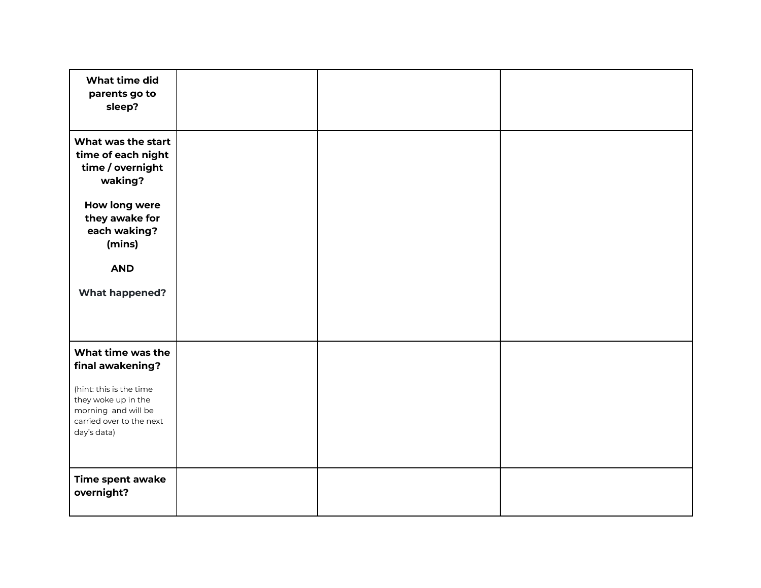| | | | |
|---|---|---|---|
| **What time did parents go to sleep?** | | | |
| **What was the start time of each night time / overnight waking?**<br><br>**How long were they awake for each waking? (mins)**<br><br>**AND**<br><br>**What happened?** | | | |
| **What time was the final awakening?**<br><br>(hint: this is the time they woke up in the morning and will be carried over to the next day's data) | | | |
| **Time spent awake overnight?** | | | |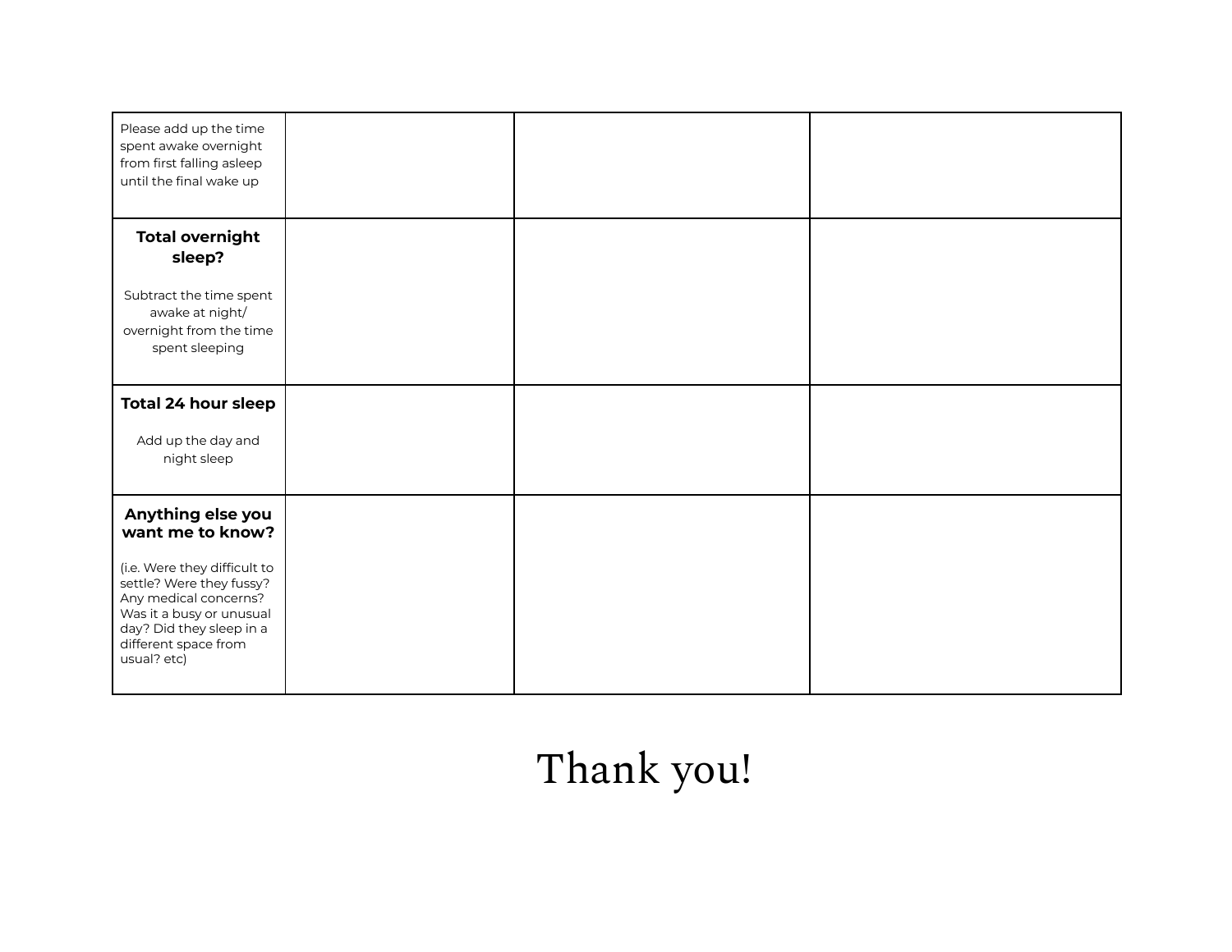| Please add up the time spent awake overnight from first falling asleep until the final wake up | | | |
|---|---|---|---|
| **Total overnight sleep?** Subtract the time spent awake at night/ overnight from the time spent sleeping | | | |
| **Total 24 hour sleep** Add up the day and night sleep | | | |
| **Anything else you want me to know?** (i.e. Were they difficult to settle? Were they fussy? Any medical concerns? Was it a busy or unusual day? Did they sleep in a different space from usual? etc) | | | |

Thank you!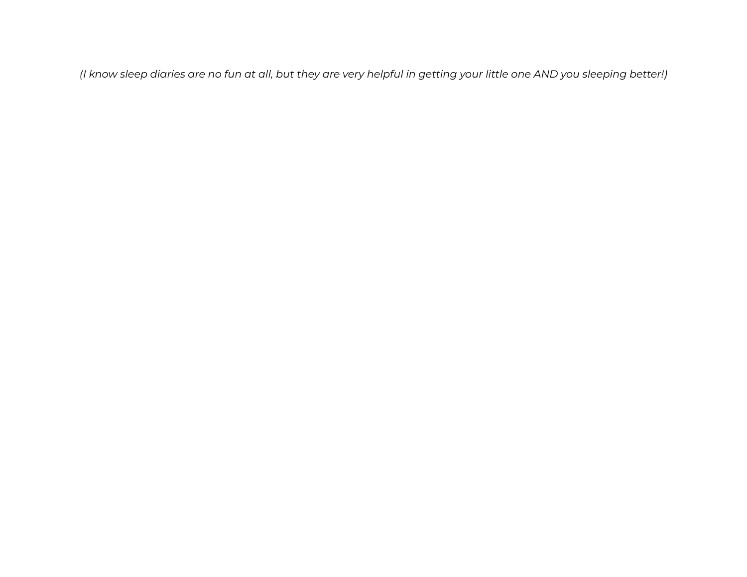*(I know sleep diaries are no fun at all, but they are very helpful in getting your little one AND you sleeping better!)*